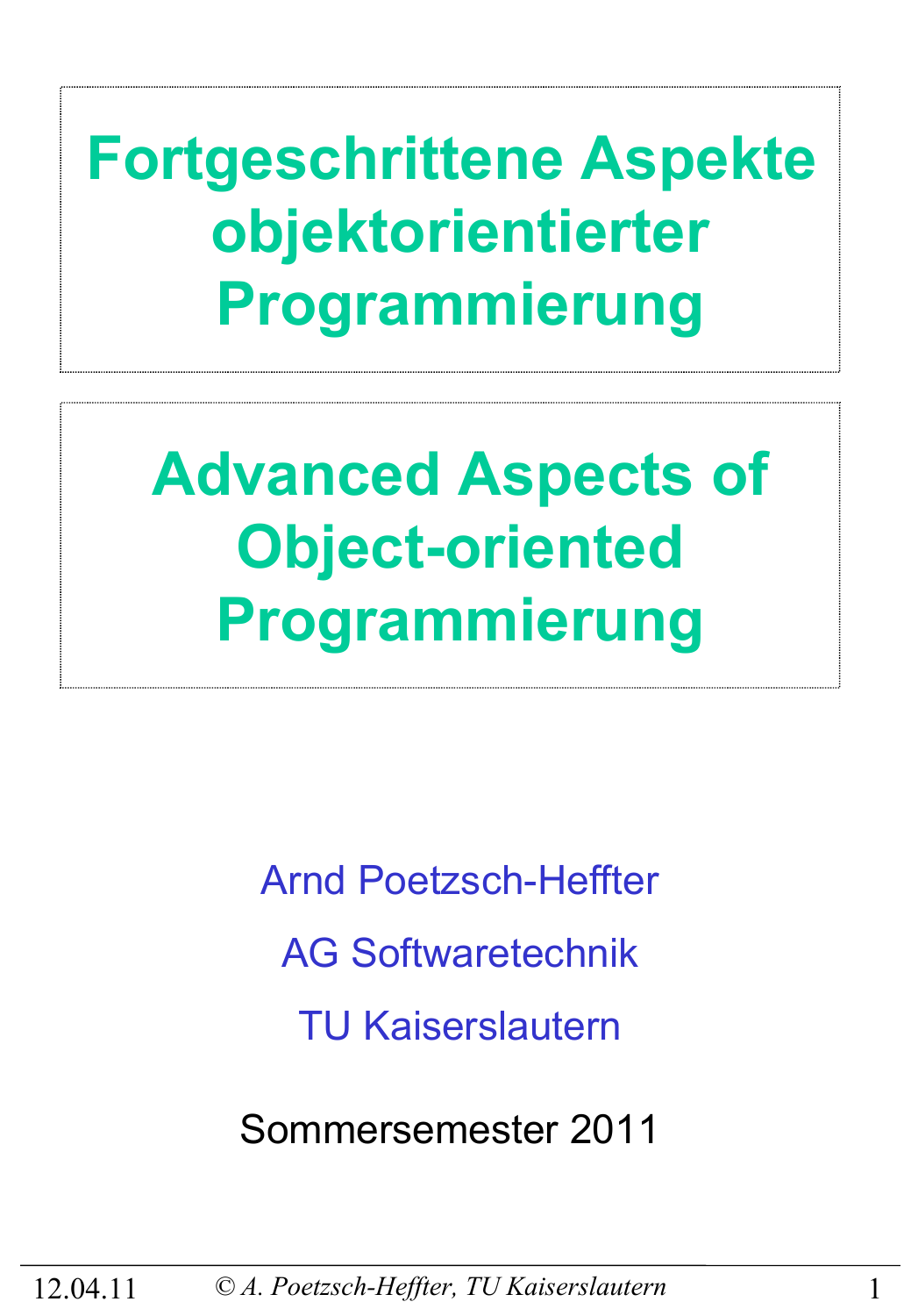# Fortgeschrittene Aspekte objektorientierter Programmierung

# Advanced Aspects of Object-oriented Programmierung

Arnd Poetzsch-Heffter

AG Softwaretechnik

TU Kaiserslautern

Sommersemester 2011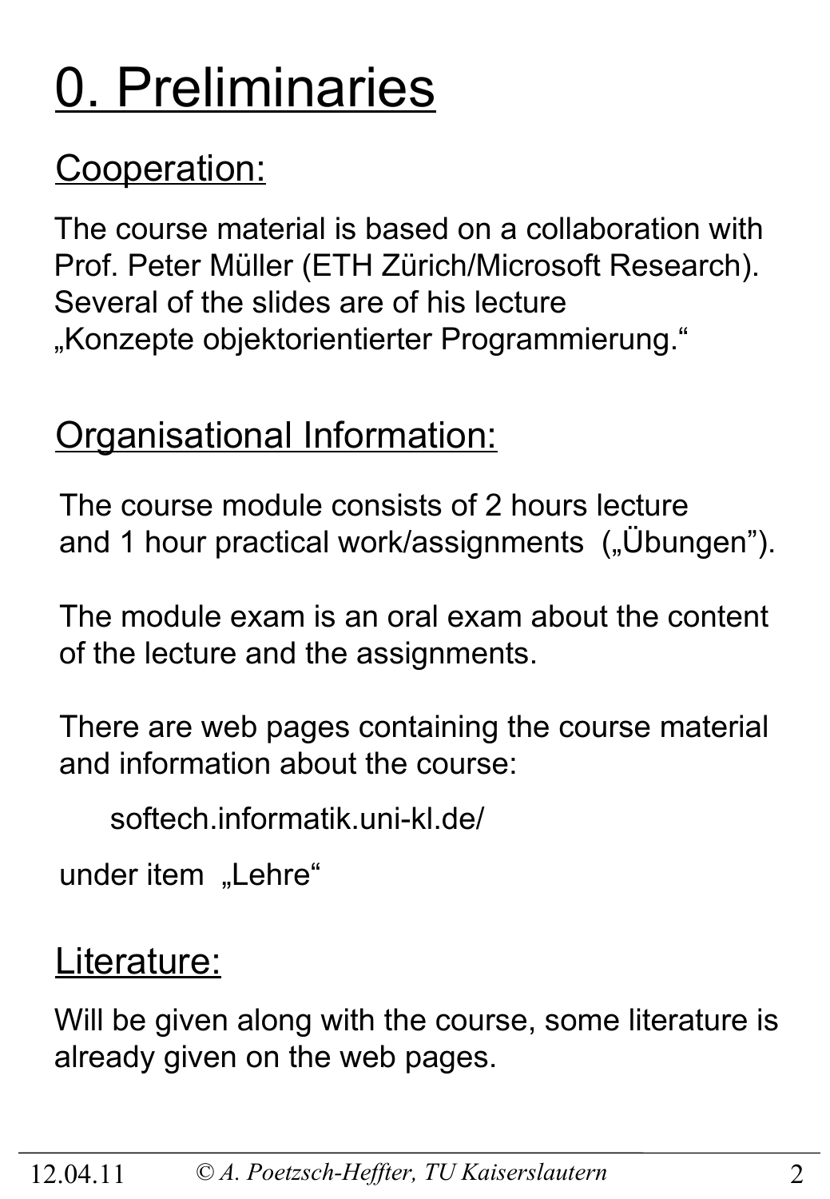# 0. Preliminaries

## Cooperation:

The course material is based on a collaboration with Prof. Peter Müller (ETH Zürich/Microsoft Research). Several of the slides are of his lecture „Konzepte objektorientierter Programmierung."

## Organisational Information:

The course module consists of 2 hours lecture and 1 hour practical work/assignments („Übungen").

The module exam is an oral exam about the content of the lecture and the assignments.

There are web pages containing the course material and information about the course:

softech.informatik.uni-kl.de/

under item „Lehre"

## Literature:

Will be given along with the course, some literature is already given on the web pages.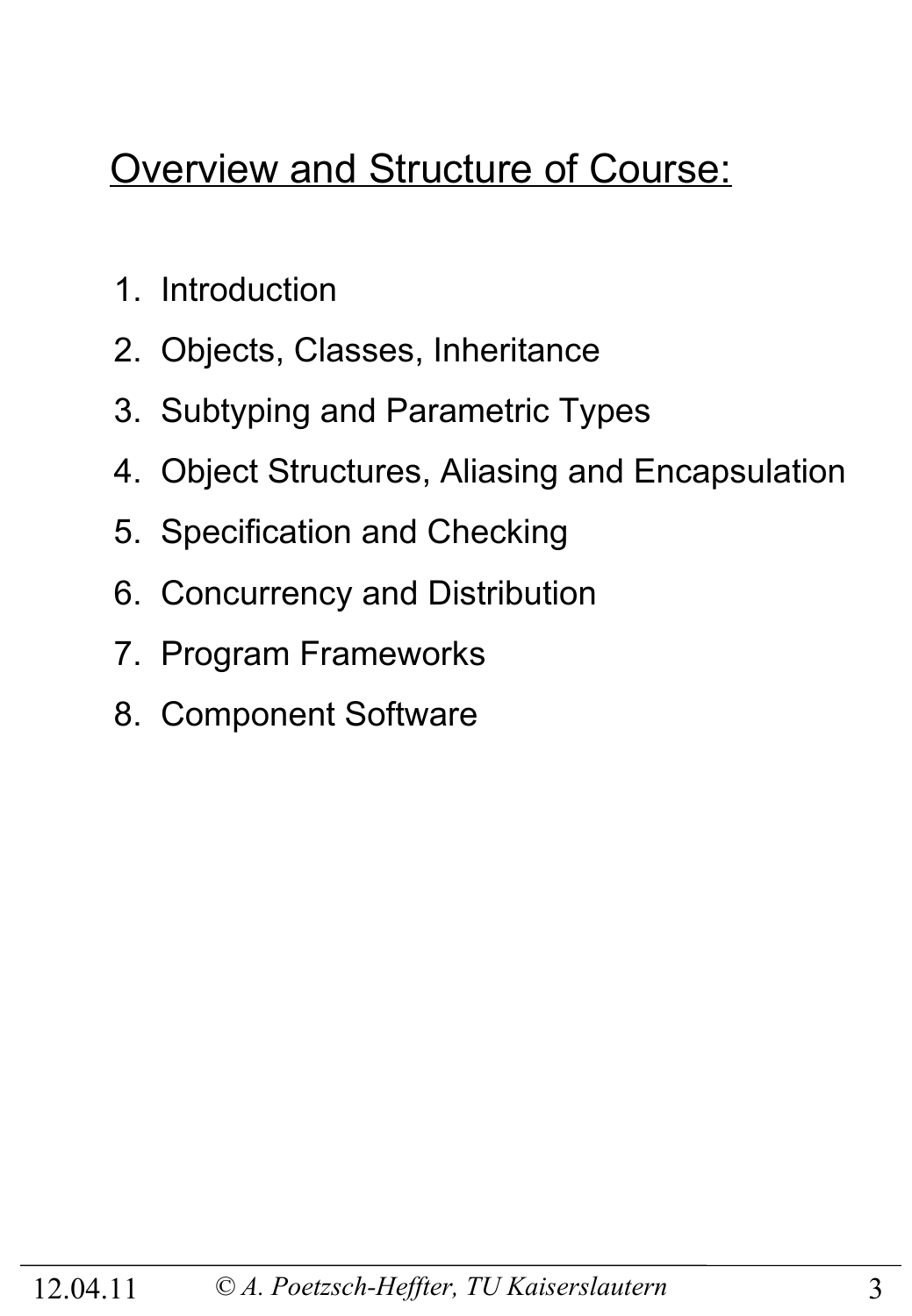## Overview and Structure of Course:

1. Introduction
2. Objects, Classes, Inheritance
3. Subtyping and Parametric Types
4. Object Structures, Aliasing and Encapsulation
5. Specification and Checking
6. Concurrency and Distribution
7. Program Frameworks
8. Component Software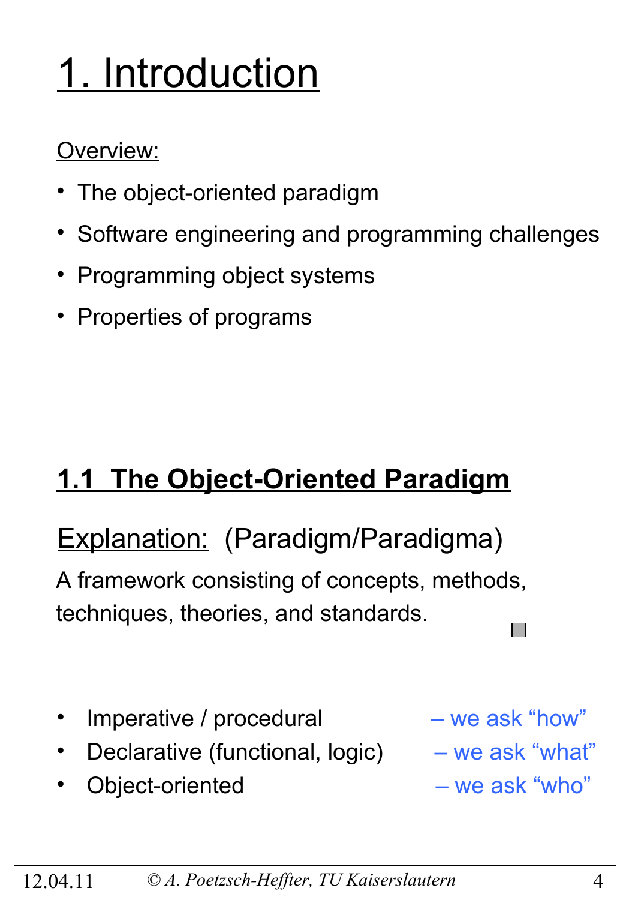# 1. Introduction

Overview:

- The object-oriented paradigm
- Software engineering and programming challenges
- Programming object systems
- Properties of programs

## 1.1 The Object-Oriented Paradigm

Explanation: (Paradigm/Paradigma)

A framework consisting of concepts, methods, techniques, theories, and standards.

- Imperative / procedural – we ask "how"
- Declarative (functional, logic) – we ask "what"
- Object-oriented – we ask "who"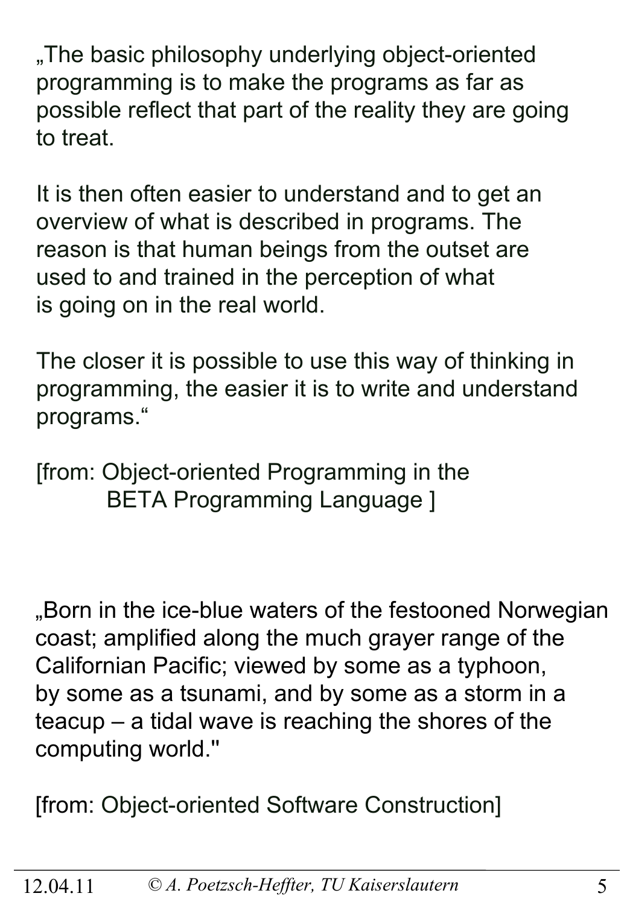„The basic philosophy underlying object-oriented programming is to make the programs as far as possible reflect that part of the reality they are going to treat.

It is then often easier to understand and to get an overview of what is described in programs. The reason is that human beings from the outset are used to and trained in the perception of what is going on in the real world.

The closer it is possible to use this way of thinking in programming, the easier it is to write and understand programs.“

[from: Object-oriented Programming in the BETA Programming Language ]

„Born in the ice-blue waters of the festooned Norwegian coast; amplified along the much grayer range of the Californian Pacific; viewed by some as a typhoon, by some as a tsunami, and by some as a storm in a teacup – a tidal wave is reaching the shores of the computing world."

[from: Object-oriented Software Construction]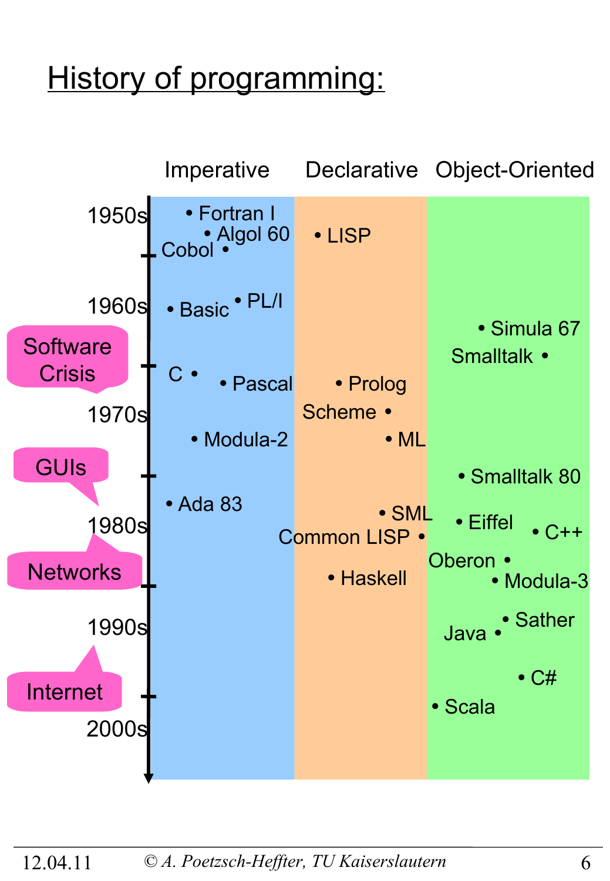# History of programming:

| | Imperative | Declarative | Object-Oriented |
|---|---|---|---|
| 1950s | Fortran I, Algol 60, Cobol | LISP | |
| 1960s | Basic, PL/I, C, Pascal | Prolog | Simula 67, Smalltalk |
| 1970s | Modula-2, Ada 83 | Scheme, ML, SML, Common LISP | Smalltalk 80 |
| 1980s | | Haskell | Eiffel, C++, Oberon, Modula-3 |
| 1990s | | | Sather, Java, C#, Scala |
| 2000s | | | |

- Software Crisis
- GUIs
- Networks
- Internet

12.04.11 © A. Poetzsch-Heffter, TU Kaiserslautern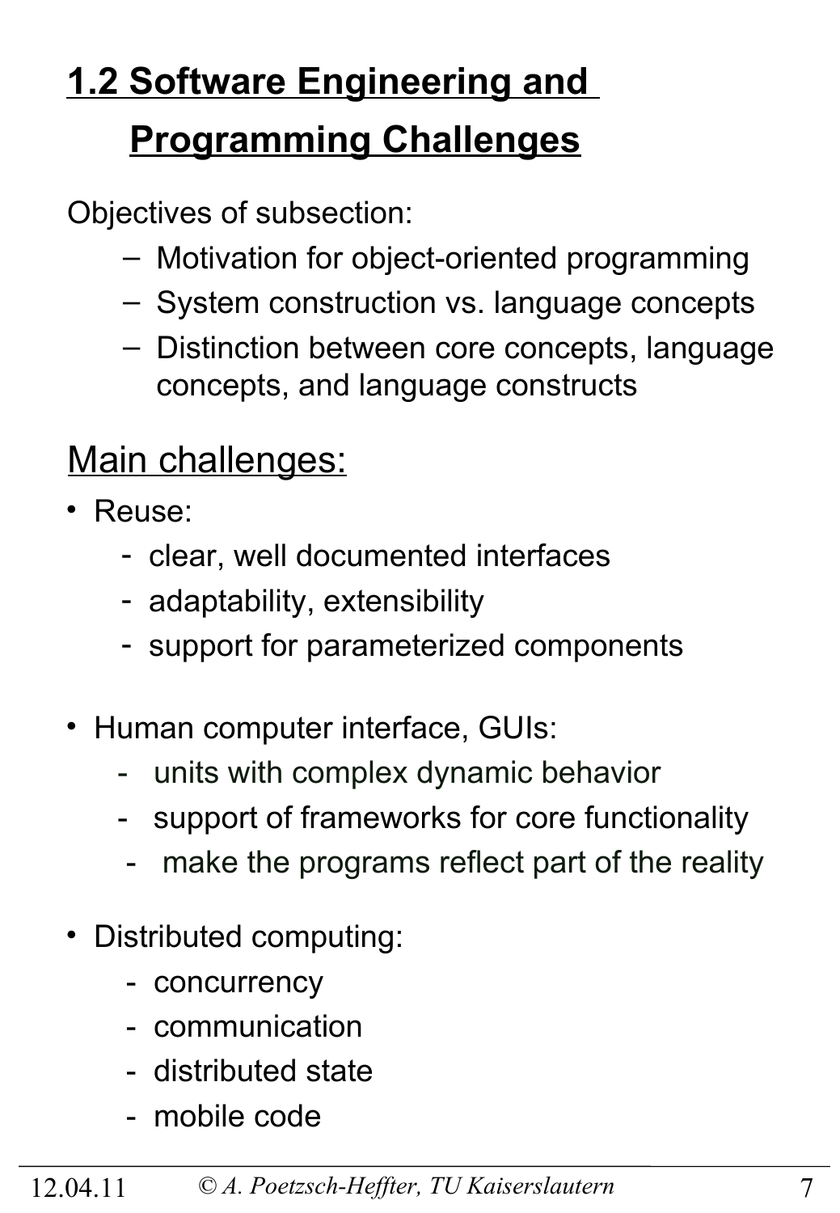# 1.2 Software Engineering and Programming Challenges

Objectives of subsection:

- Motivation for object-oriented programming
- System construction vs. language concepts
- Distinction between core concepts, language concepts, and language constructs

## Main challenges:

- Reuse:
  - clear, well documented interfaces
  - adaptability, extensibility
  - support for parameterized components

- Human computer interface, GUIs:
  - units with complex dynamic behavior
  - support of frameworks for core functionality
  - make the programs reflect part of the reality

- Distributed computing:
  - concurrency
  - communication
  - distributed state
  - mobile code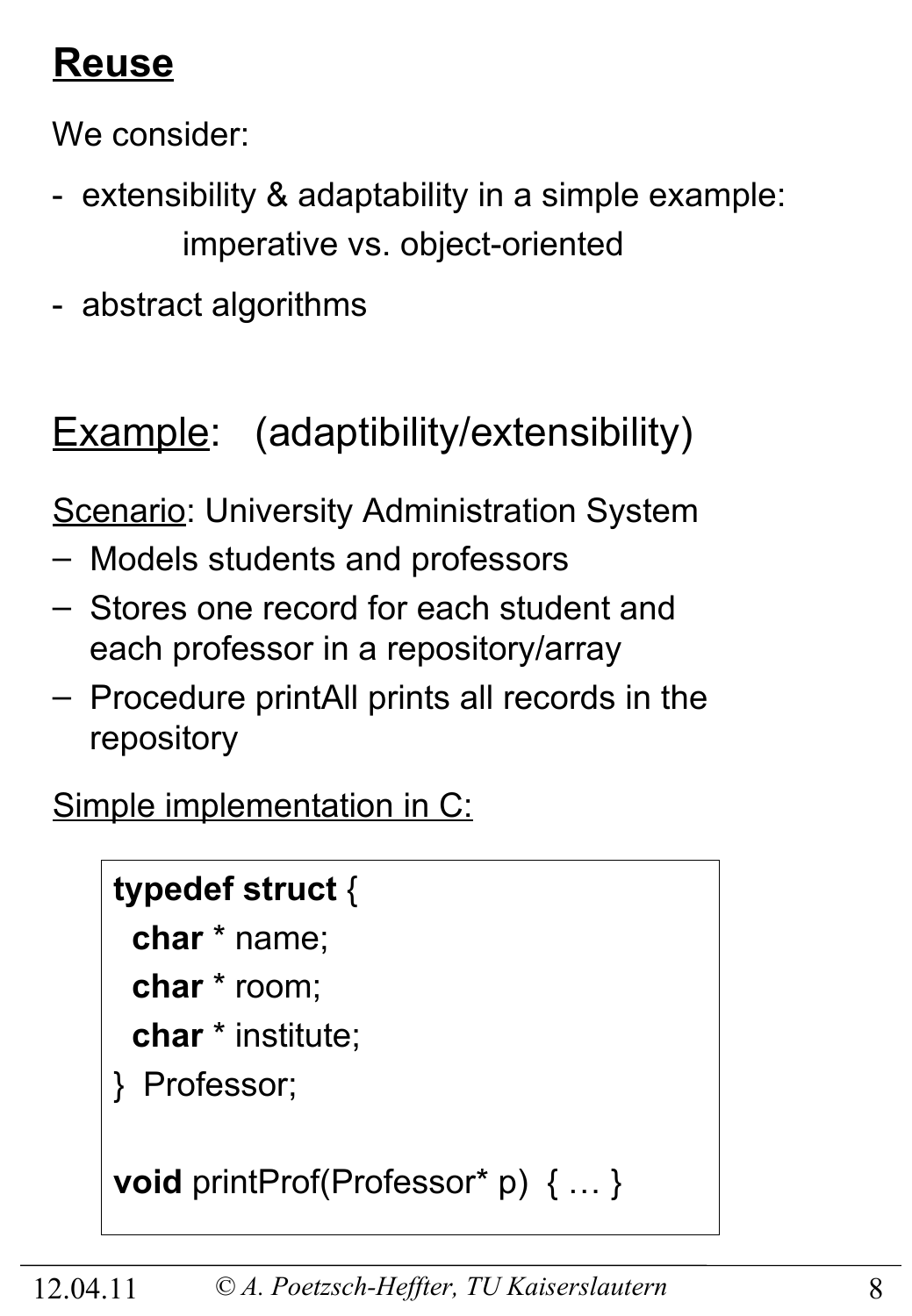## Reuse

We consider:

- extensibility & adaptability in a simple example:
  imperative vs. object-oriented
- abstract algorithms

### Example: (adaptibility/extensibility)

Scenario: University Administration System

- Models students and professors
- Stores one record for each student and each professor in a repository/array
- Procedure printAll prints all records in the repository

Simple implementation in C:

```
typedef struct {
  char * name;
  char * room;
  char * institute;
} Professor;

void printProf(Professor* p) { … }
```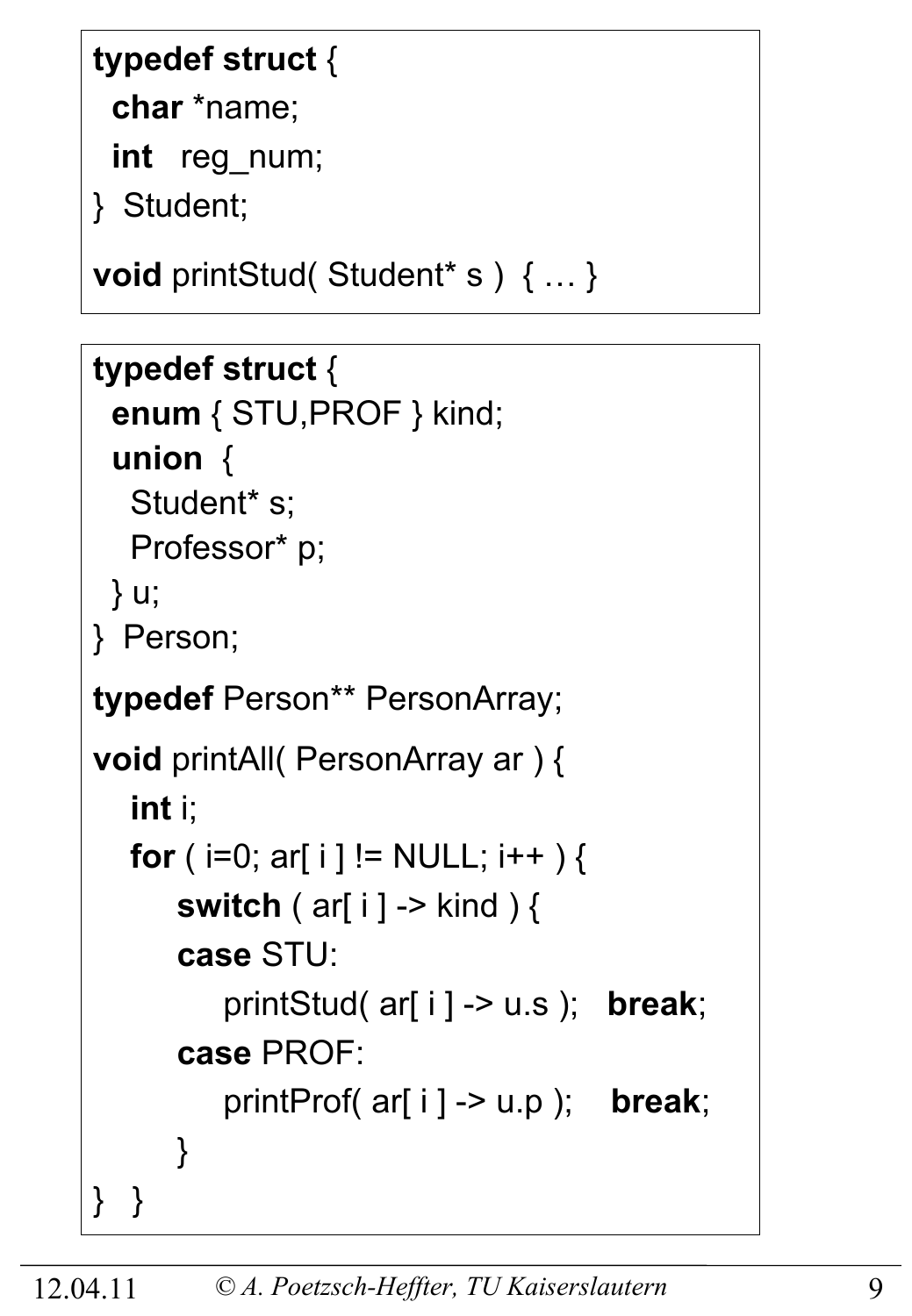```c
typedef struct {
  char *name;
  int   reg_num;
}  Student;

void printStud( Student* s )  { … }
```

```c
typedef struct {
  enum { STU,PROF } kind;
  union  {
    Student* s;
    Professor* p;
  } u;
}  Person;

typedef Person** PersonArray;

void printAll( PersonArray ar ) {
   int i;
   for ( i=0; ar[ i ] != NULL; i++ ) {
       switch ( ar[ i ] -> kind ) {
       case STU:
           printStud( ar[ i ] -> u.s );   break;
       case PROF:
           printProf( ar[ i ] -> u.p );    break;
       }
}   }
```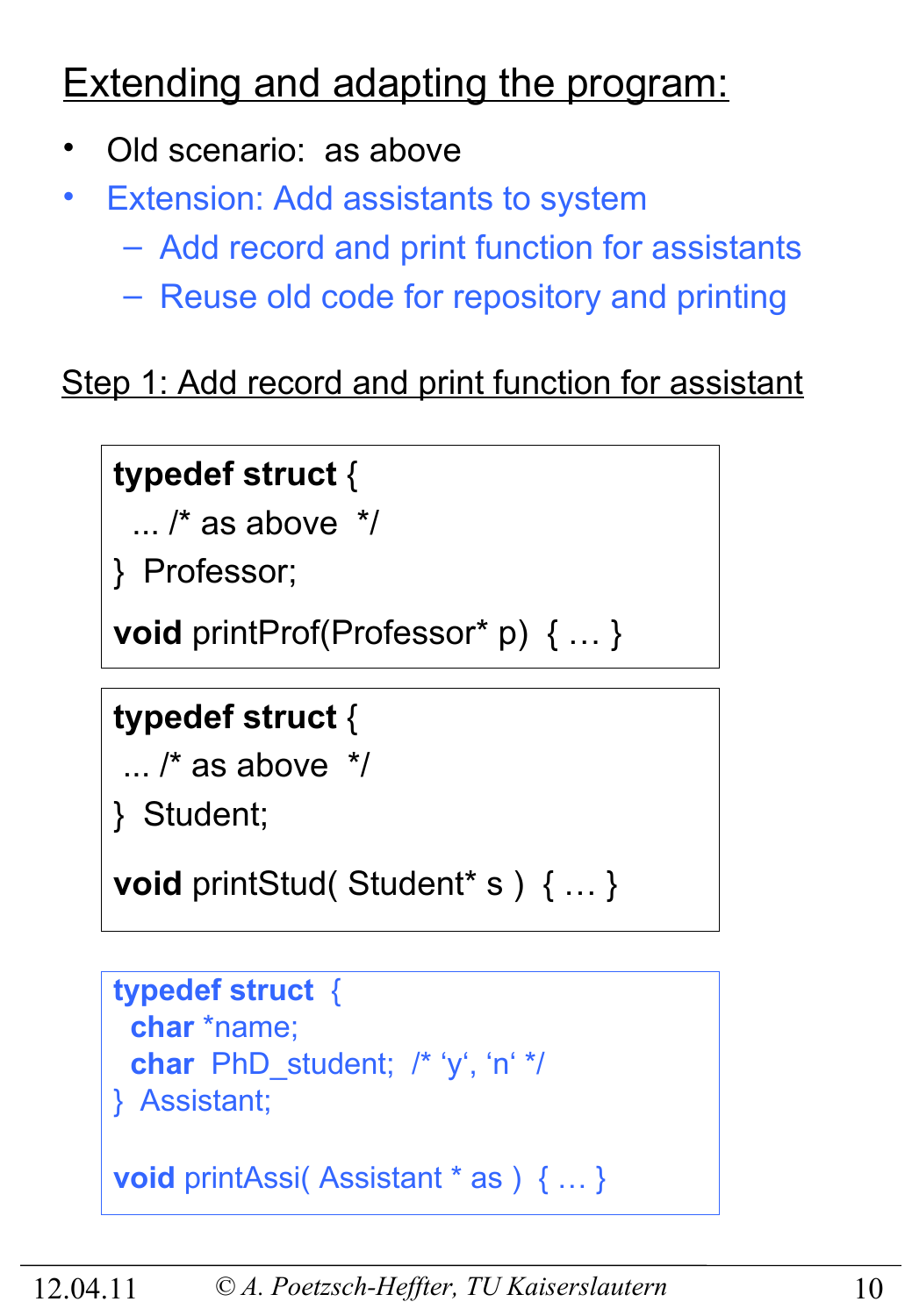## Extending and adapting the program:

- Old scenario: as above
- Extension: Add assistants to system
  - Add record and print function for assistants
  - Reuse old code for repository and printing

### Step 1: Add record and print function for assistant

```
typedef struct {
  ... /* as above  */
}  Professor;

void printProf(Professor* p)  { … }
```

```
typedef struct {
  ... /* as above  */
}  Student;

void printStud( Student* s )  { … }
```

```
typedef struct  {
  char *name;
  char  PhD_student;  /* ‘y‘, ‘n‘ */
}  Assistant;

void printAssi( Assistant * as )  { … }
```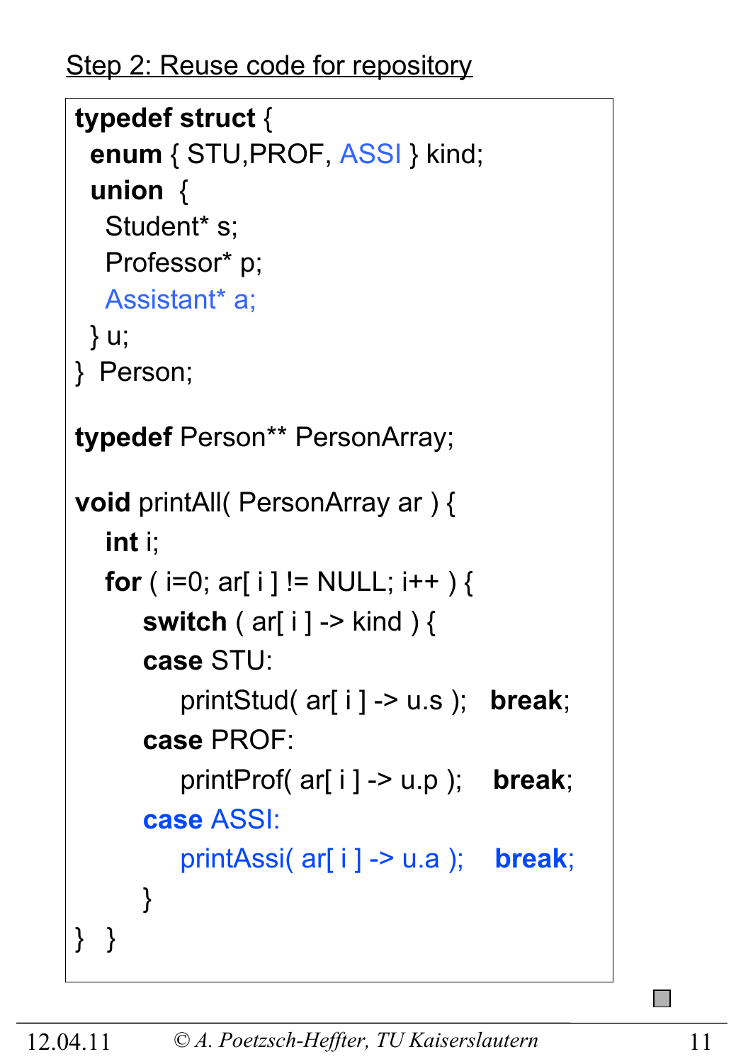Step 2: Reuse code for repository

```
typedef struct {
  enum { STU,PROF, ASSI } kind;
  union  {
    Student* s;
    Professor* p;
    Assistant* a;
  } u;
}  Person;

typedef Person** PersonArray;

void printAll( PersonArray ar ) {
   int i;
   for ( i=0; ar[ i ] != NULL; i++ ) {
       switch ( ar[ i ] -> kind ) {
       case STU:
           printStud( ar[ i ] -> u.s );   break;
       case PROF:
           printProf( ar[ i ] -> u.p );    break;
       case ASSI:
           printAssi( ar[ i ] -> u.a );    break;
       }
}  }
```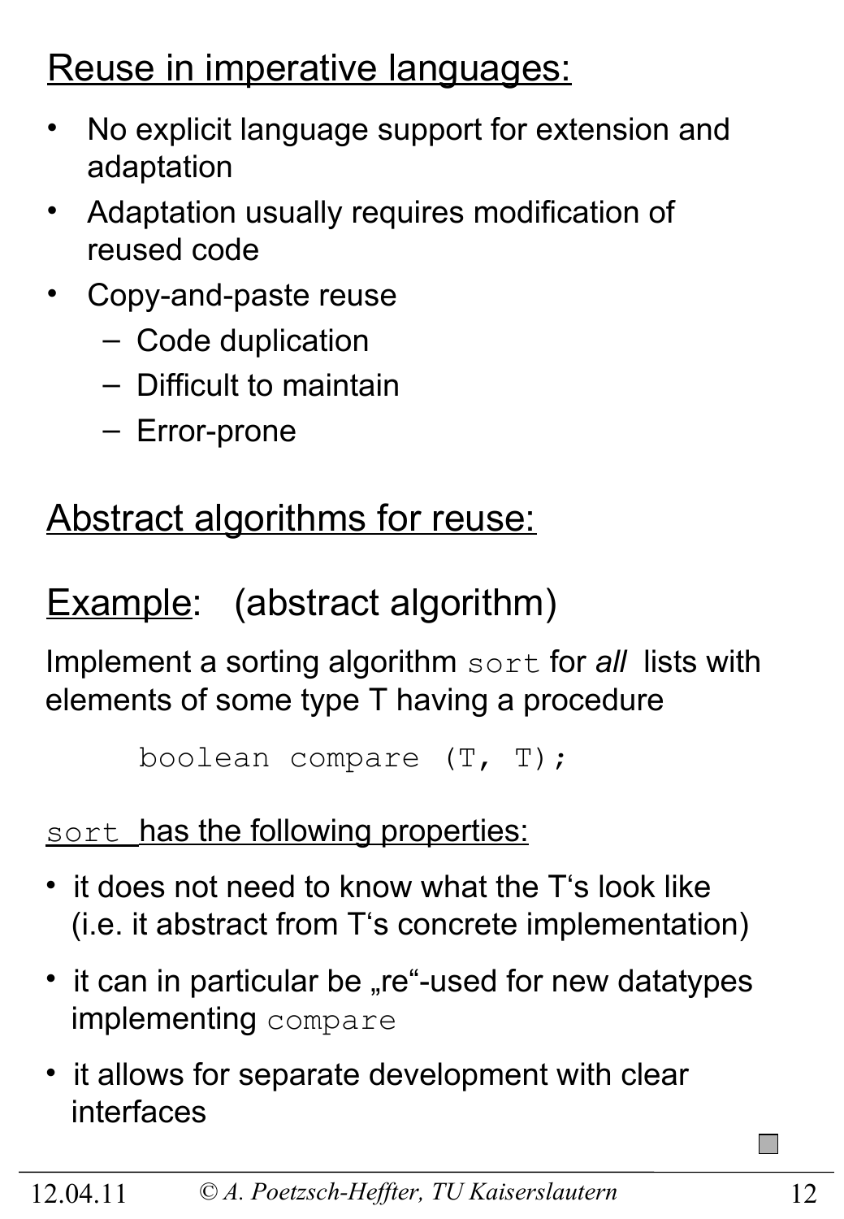## Reuse in imperative languages:

- No explicit language support for extension and adaptation
- Adaptation usually requires modification of reused code
- Copy-and-paste reuse
  - Code duplication
  - Difficult to maintain
  - Error-prone

## Abstract algorithms for reuse:

## Example: (abstract algorithm)

Implement a sorting algorithm `sort` for *all* lists with elements of some type T having a procedure

```
boolean compare (T, T);
```

`sort` has the following properties:

- it does not need to know what the T's look like (i.e. it abstract from T's concrete implementation)
- it can in particular be „re"-used for new datatypes implementing `compare`
- it allows for separate development with clear interfaces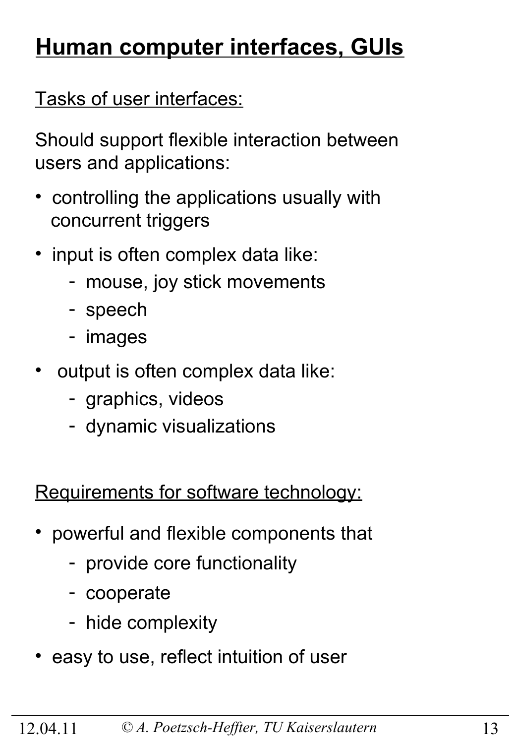# Human computer interfaces, GUIs

Tasks of user interfaces:

Should support flexible interaction between users and applications:

- controlling the applications usually with concurrent triggers
- input is often complex data like:
  - mouse, joy stick movements
  - speech
  - images
- output is often complex data like:
  - graphics, videos
  - dynamic visualizations

Requirements for software technology:

- powerful and flexible components that
  - provide core functionality
  - cooperate
  - hide complexity
- easy to use, reflect intuition of user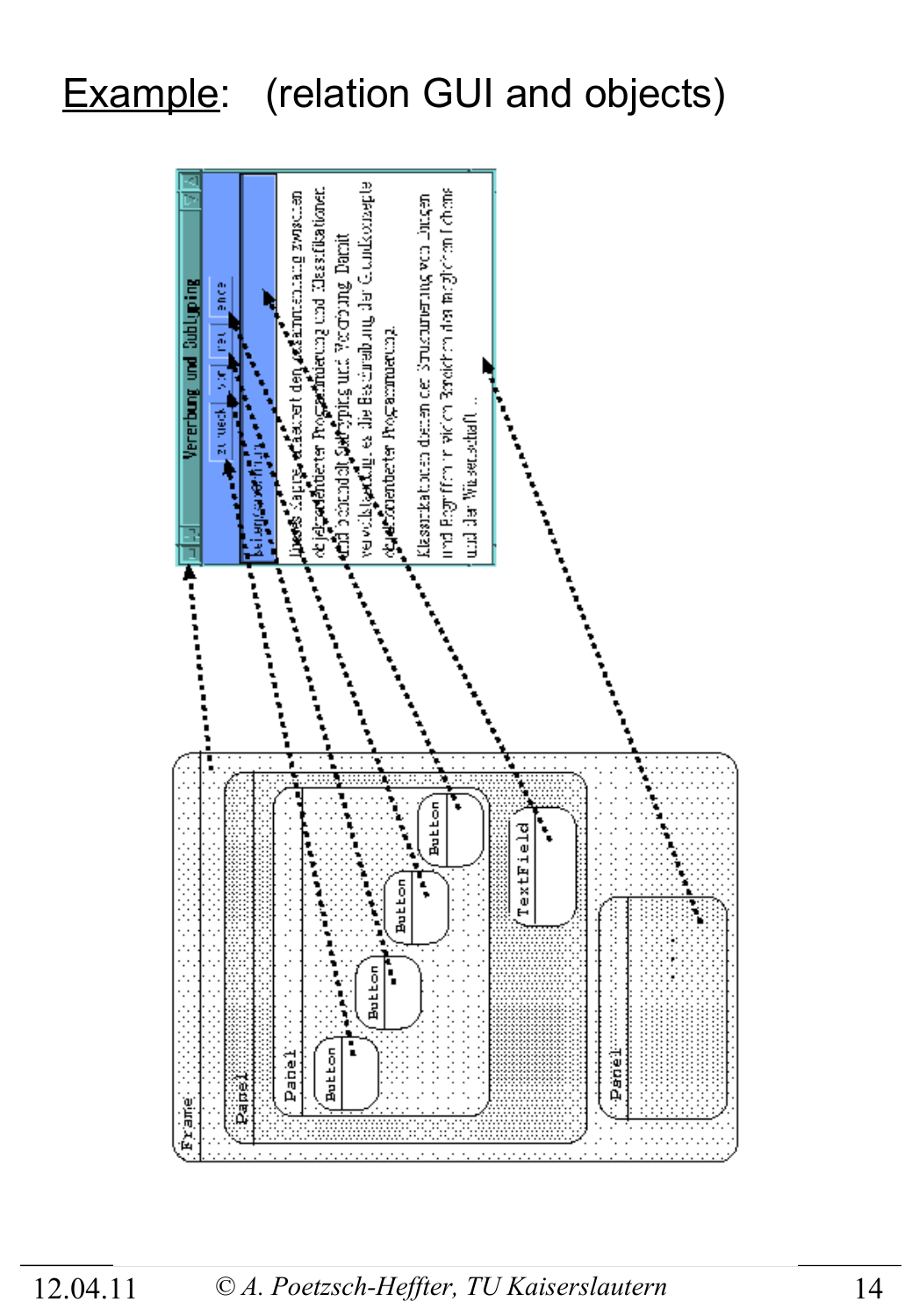# Example: (relation GUI and objects)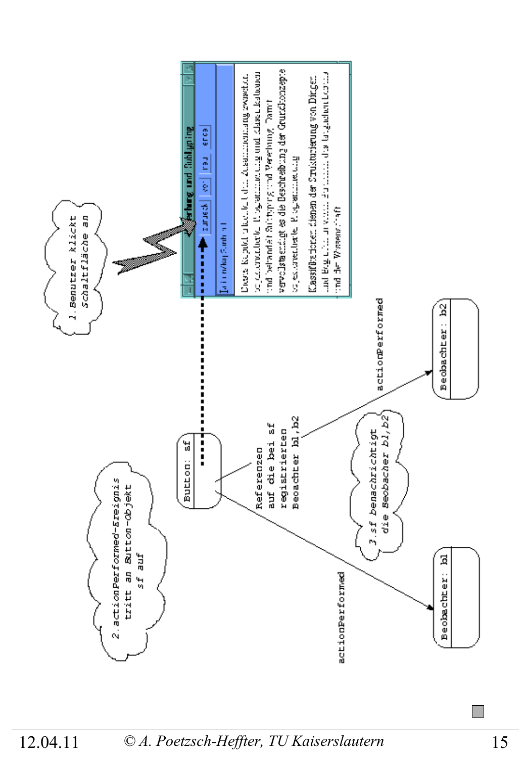1. Benutzer klickt Schaltfläche an

2. actionPerformed-Ereignis tritt an Button-Objekt sf auf

3. sf benachrichtigt die Beobacher b1,b2

Button: sf

Referenzen auf die bei sf registrierten Beobachter b1,b2

actionPerformed

actionPerformed

Beobachter: b1

Beobachter: b2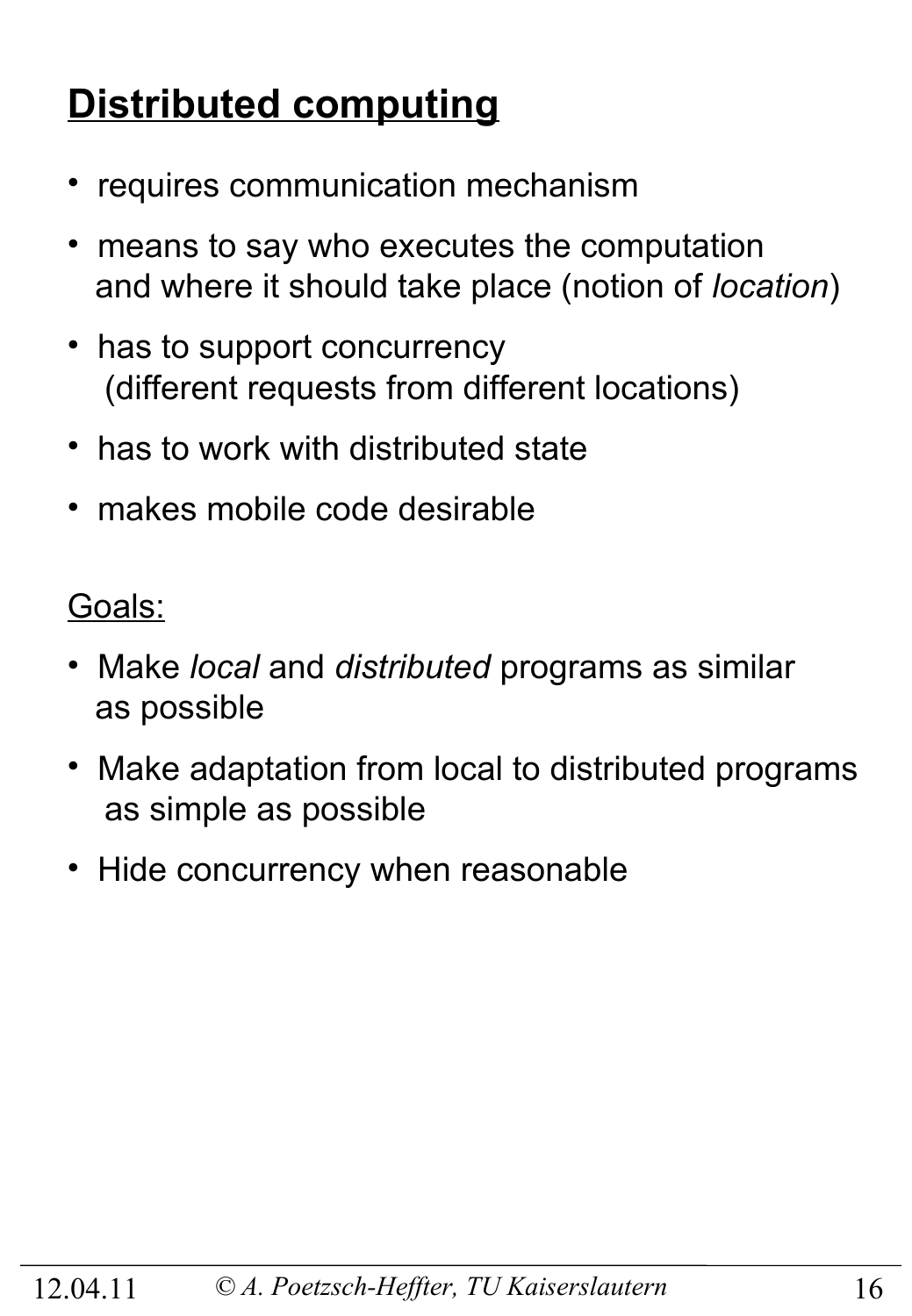# Distributed computing

- requires communication mechanism
- means to say who executes the computation and where it should take place (notion of *location*)
- has to support concurrency (different requests from different locations)
- has to work with distributed state
- makes mobile code desirable

Goals:

- Make *local* and *distributed* programs as similar as possible
- Make adaptation from local to distributed programs as simple as possible
- Hide concurrency when reasonable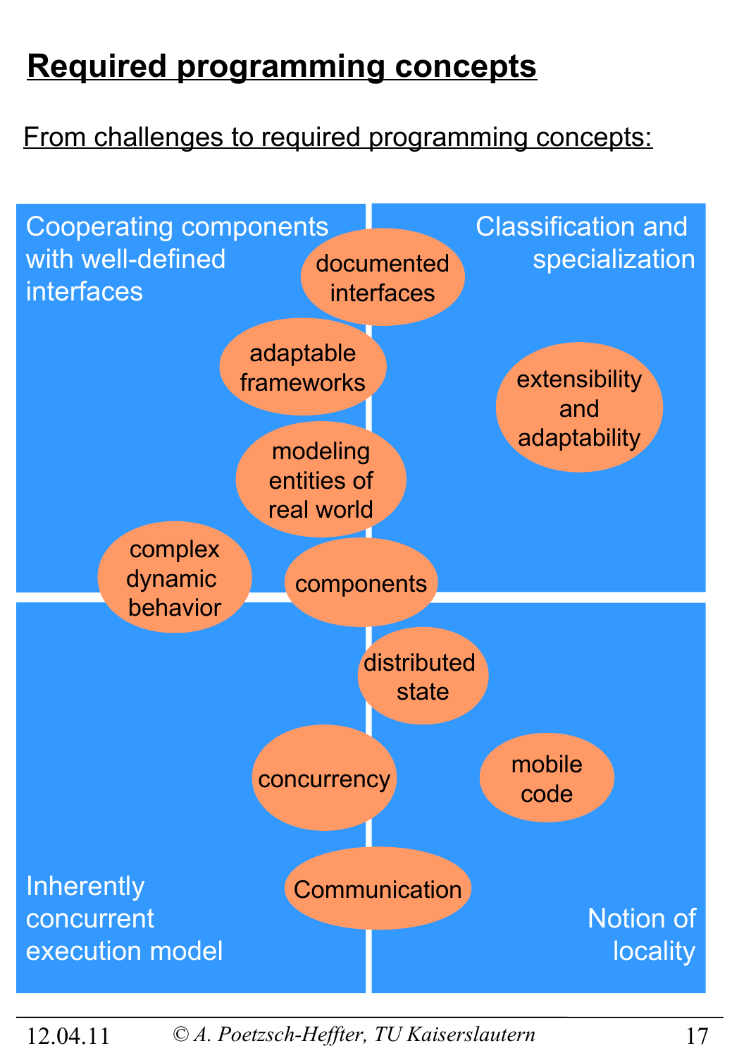# Required programming concepts

From challenges to required programming concepts:

**Cooperating components with well-defined interfaces**

**Classification and specialization**

**Inherently concurrent execution model**

**Notion of locality**

- documented interfaces
- adaptable frameworks
- extensibility and adaptability
- modeling entities of real world
- complex dynamic behavior
- components
- distributed state
- concurrency
- mobile code
- Communication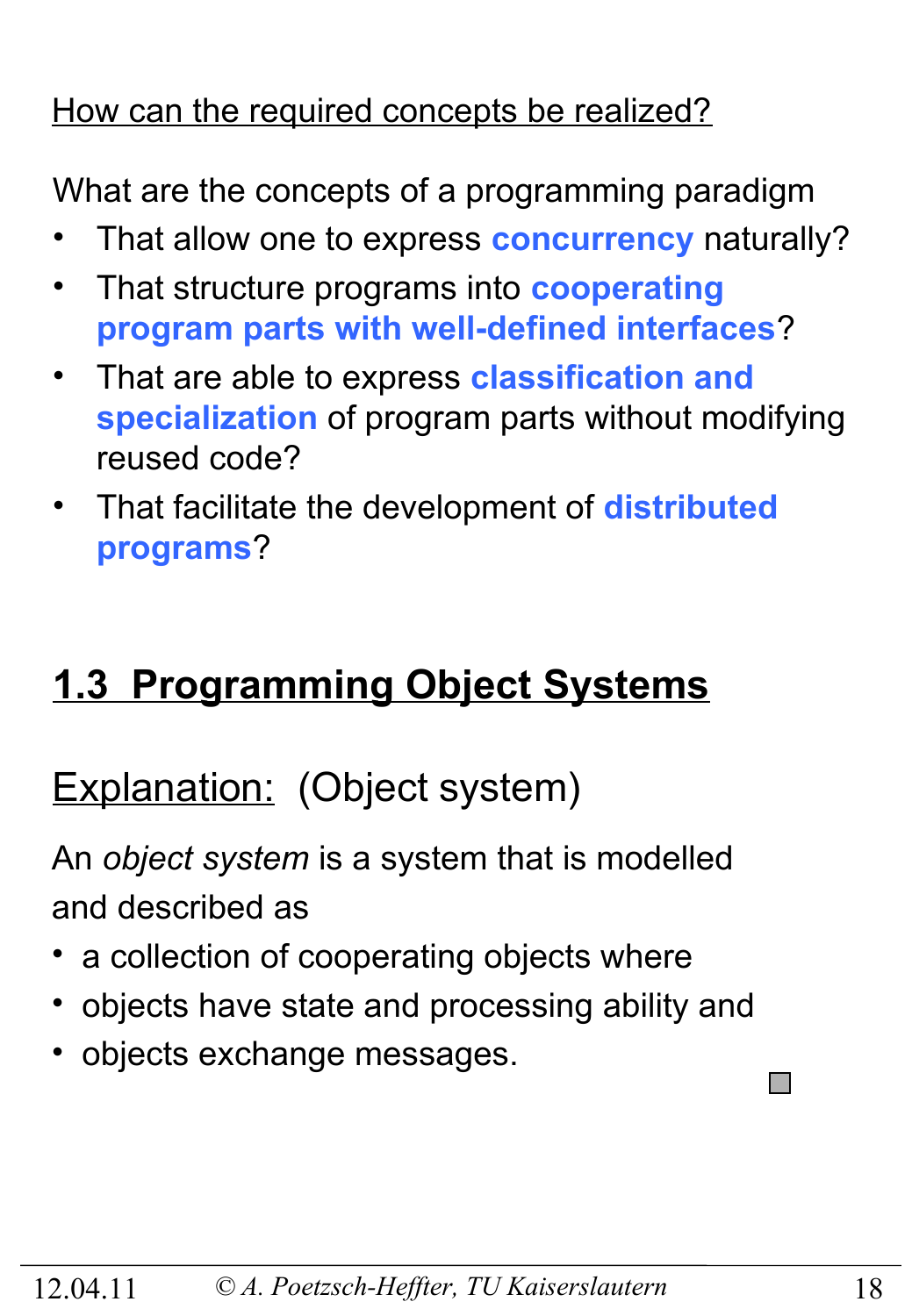How can the required concepts be realized?

What are the concepts of a programming paradigm

- That allow one to express **concurrency** naturally?
- That structure programs into **cooperating program parts with well-defined interfaces**?
- That are able to express **classification and specialization** of program parts without modifying reused code?
- That facilitate the development of **distributed programs**?

## 1.3 Programming Object Systems

Explanation: (Object system)

An *object system* is a system that is modelled and described as

- a collection of cooperating objects where
- objects have state and processing ability and
- objects exchange messages.

□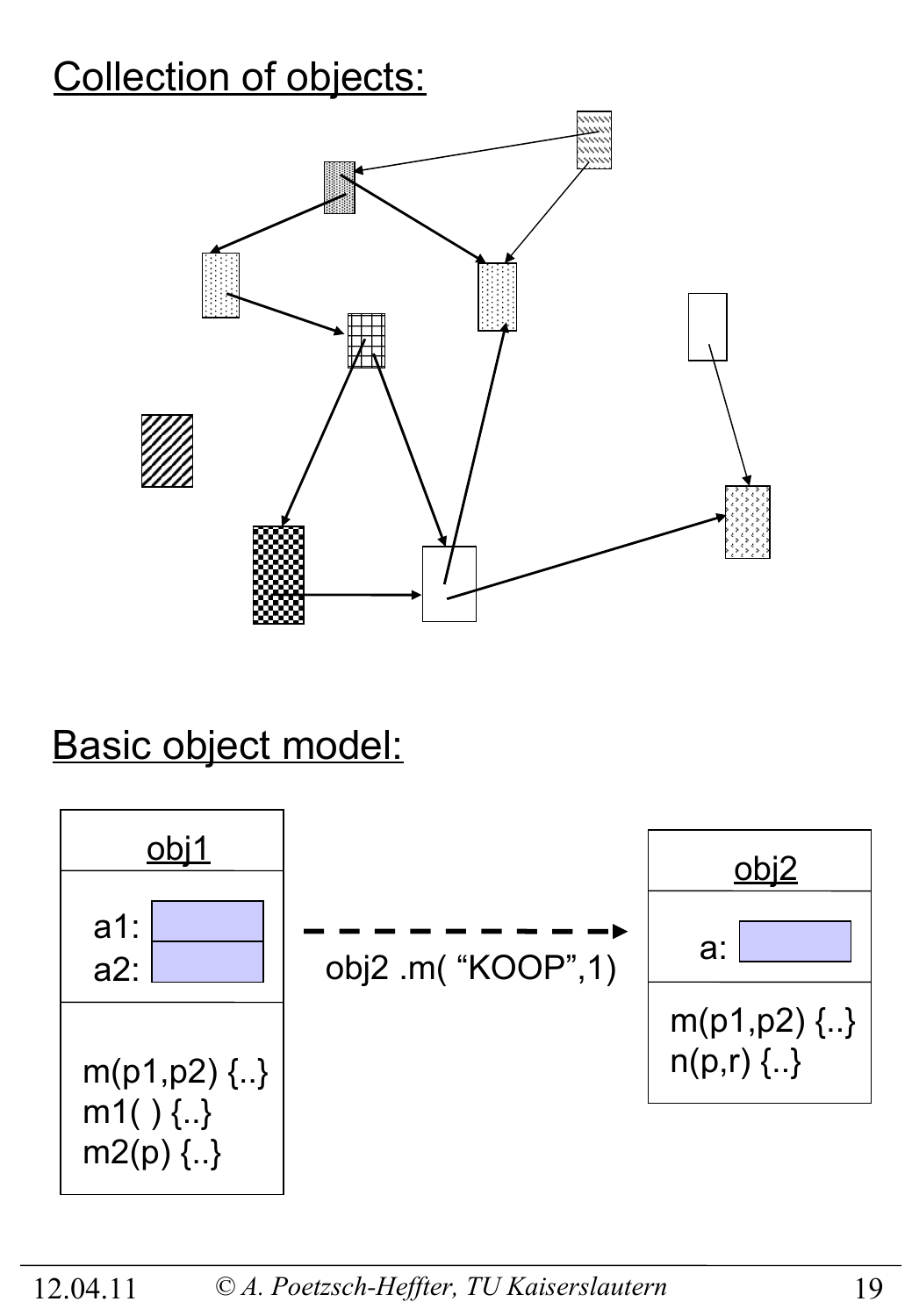Collection of objects:

Basic object model:

obj1

a1:
a2:

m(p1,p2) {..}
m1( ) {..}
m2(p) {..}

obj2 .m( “KOOP”,1)

obj2

a:

m(p1,p2) {..}
n(p,r) {..}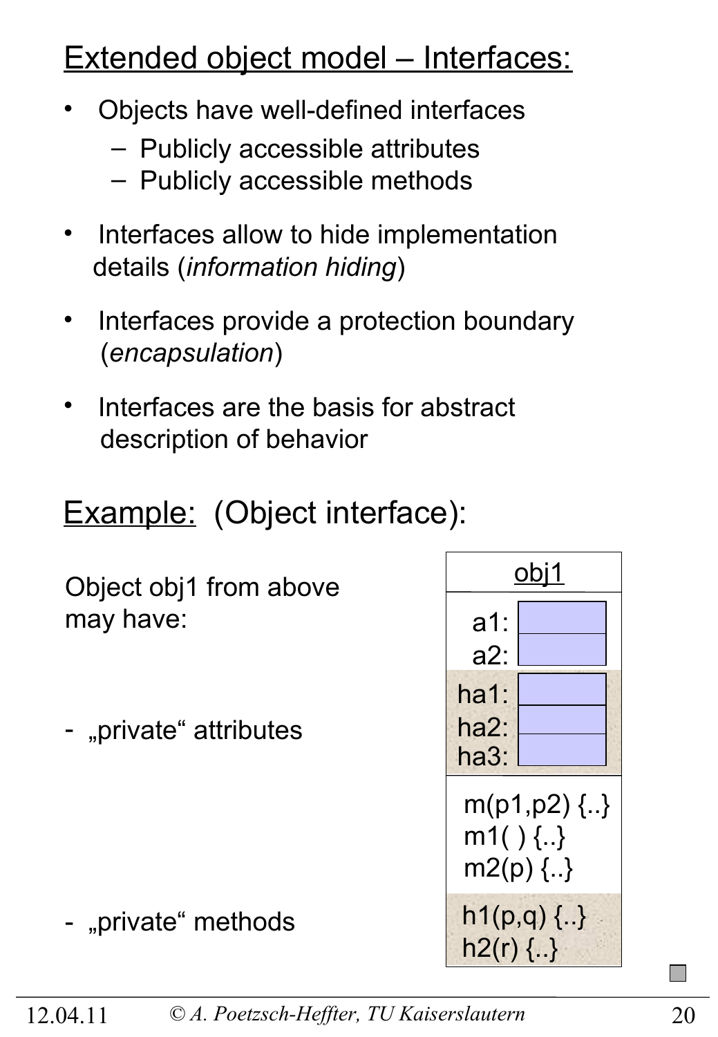## Extended object model – Interfaces:

- Objects have well-defined interfaces
  - Publicly accessible attributes
  - Publicly accessible methods
- Interfaces allow to hide implementation details (*information hiding*)
- Interfaces provide a protection boundary (*encapsulation*)
- Interfaces are the basis for abstract description of behavior

## Example: (Object interface):

Object obj1 from above may have:

- „private" attributes
- „private" methods

| obj1 |
|---|
| a1: |
| a2: |
| ha1: |
| ha2: |
| ha3: |
| m(p1,p2) {..} |
| m1( ) {..} |
| m2(p) {..} |
| h1(p,q) {..} |
| h2(r) {..} |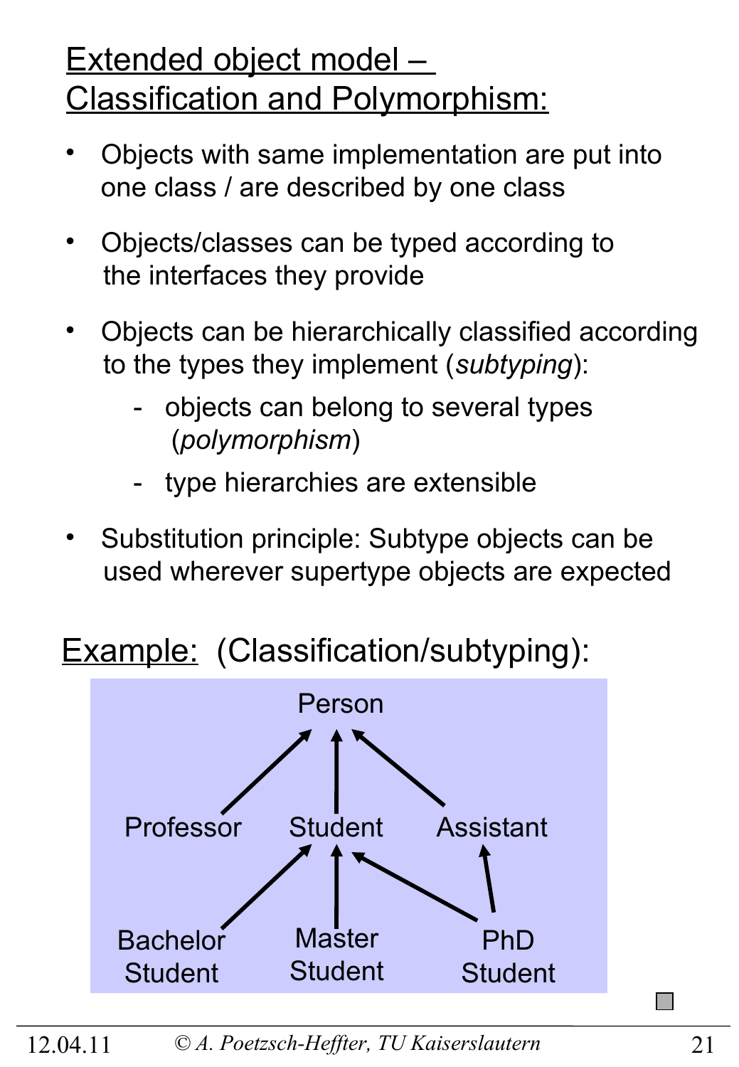# Extended object model – Classification and Polymorphism:

- Objects with same implementation are put into one class / are described by one class
- Objects/classes can be typed according to the interfaces they provide
- Objects can be hierarchically classified according to the types they implement (*subtyping*):
  - objects can belong to several types (*polymorphism*)
  - type hierarchies are extensible
- Substitution principle: Subtype objects can be used wherever supertype objects are expected

## Example: (Classification/subtyping):

Person

Professor Student Assistant

Bachelor Student Master Student PhD Student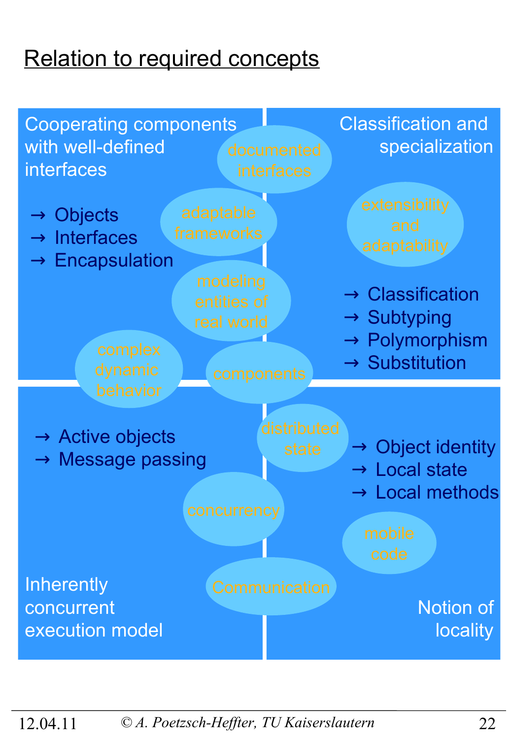# Relation to required concepts

**Cooperating components with well-defined interfaces**

- → Objects
- → Interfaces
- → Encapsulation

**Classification and specialization**

- → Classification
- → Subtyping
- → Polymorphism
- → Substitution

**Inherently concurrent execution model**

- → Active objects
- → Message passing

**Notion of locality**

- → Object identity
- → Local state
- → Local methods

documented interfaces

adaptable frameworks

extensibility and adaptability

modeling entities of real world

complex dynamic behavior

components

distributed state

concurrency

mobile code

Communication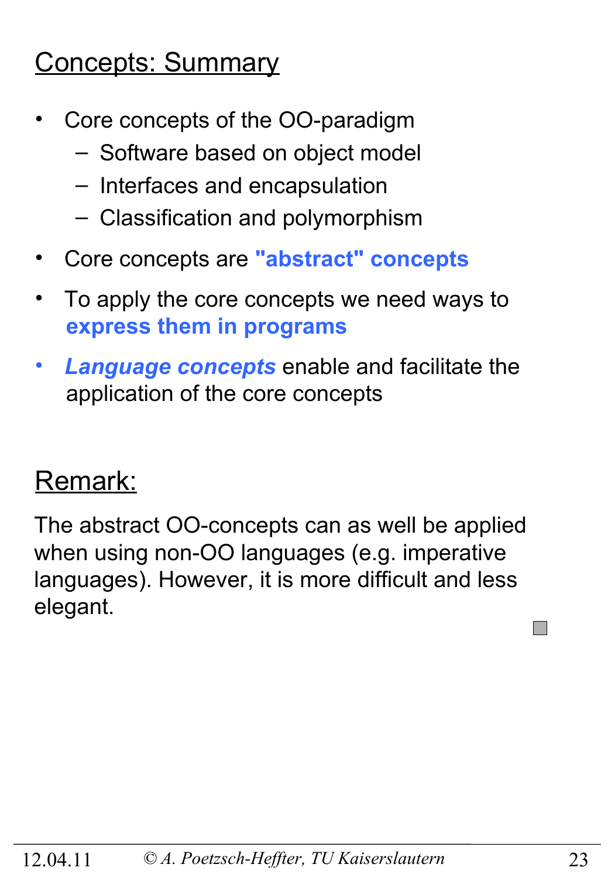# Concepts: Summary

- Core concepts of the OO-paradigm
  - Software based on object model
  - Interfaces and encapsulation
  - Classification and polymorphism
- Core concepts are **"abstract" concepts**
- To apply the core concepts we need ways to **express them in programs**
- ***Language concepts*** enable and facilitate the application of the core concepts

## Remark:

The abstract OO-concepts can as well be applied when using non-OO languages (e.g. imperative languages). However, it is more difficult and less elegant.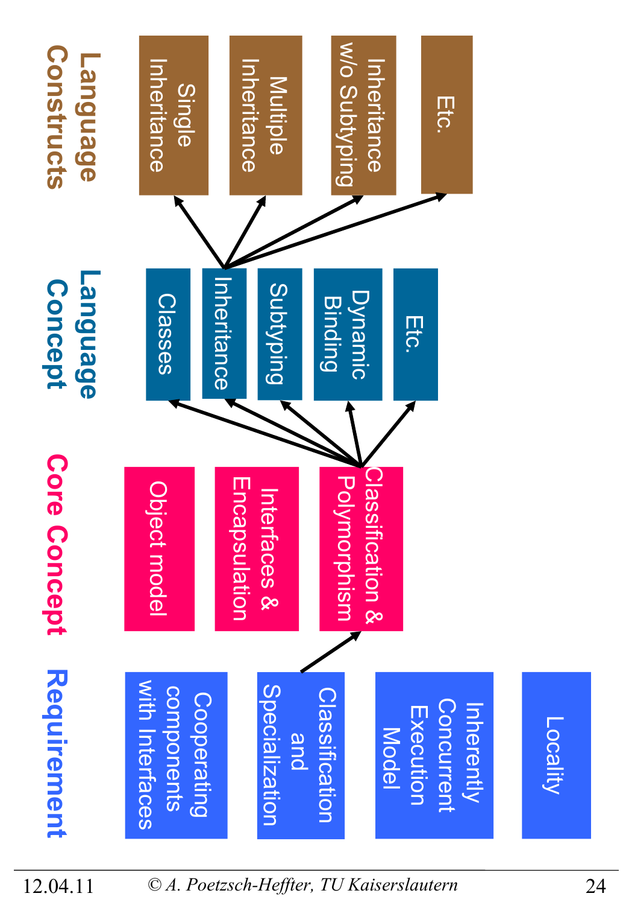## Requirement

- Locality
- Inherently Concurrent Execution Model
- Classification and Specialization
- Cooperating components with Interfaces

## Core Concept

- Classification & Polymorphism
- Interfaces & Encapsulation
- Object model

## Language Concept

- Etc.
- Dynamic Binding
- Subtyping
- Inheritance
- Classes

## Language Constructs

- Etc.
- Inheritance w/o Subtyping
- Multiple Inheritance
- Single Inheritance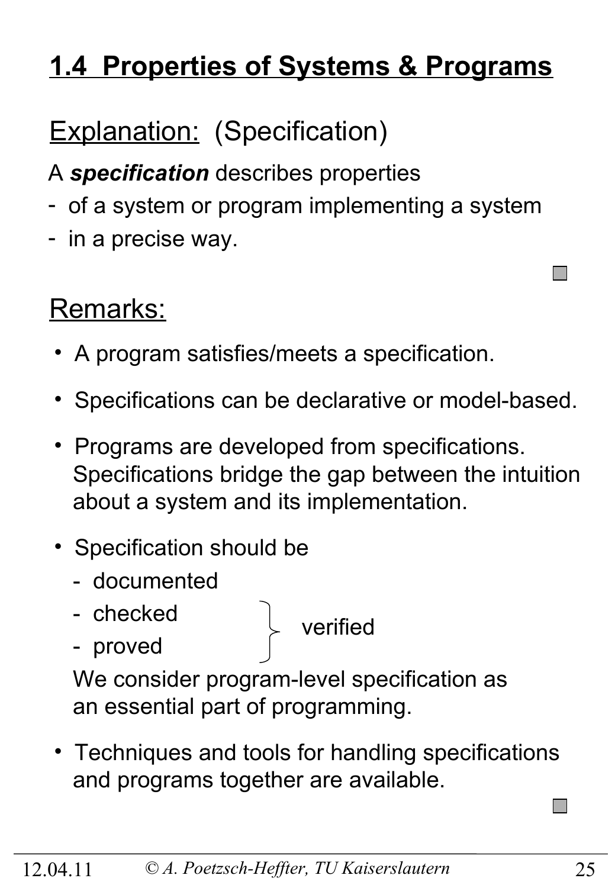# 1.4 Properties of Systems & Programs

Explanation: (Specification)

A ***specification*** describes properties
- of a system or program implementing a system
- in a precise way.

Remarks:

- A program satisfies/meets a specification.
- Specifications can be declarative or model-based.
- Programs are developed from specifications. Specifications bridge the gap between the intuition about a system and its implementation.
- Specification should be
  - documented
  - checked } verified
  - proved } verified

  We consider program-level specification as an essential part of programming.
- Techniques and tools for handling specifications and programs together are available.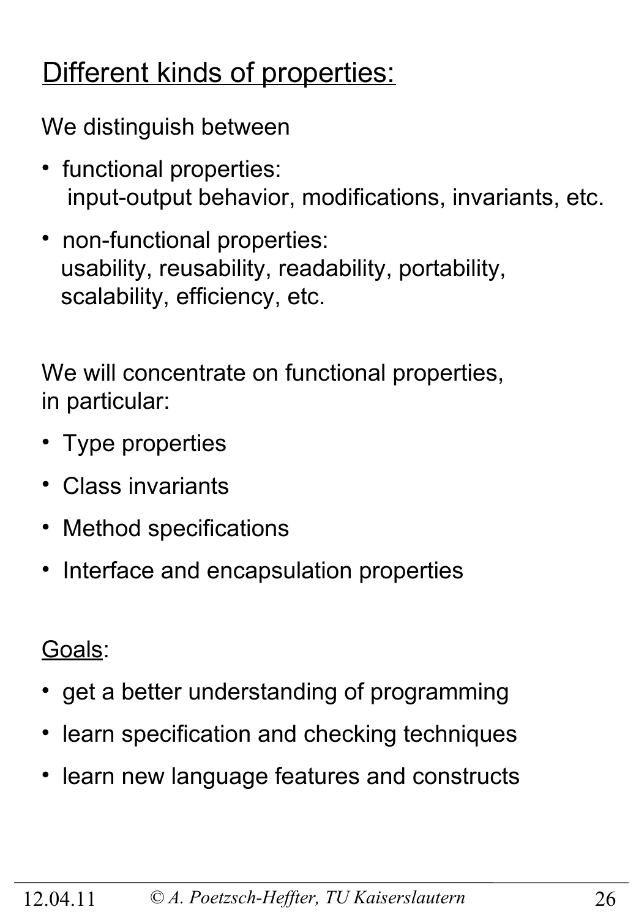## Different kinds of properties:

We distinguish between

- functional properties:
  input-output behavior, modifications, invariants, etc.
- non-functional properties:
  usability, reusability, readability, portability, scalability, efficiency, etc.

We will concentrate on functional properties, in particular:

- Type properties
- Class invariants
- Method specifications
- Interface and encapsulation properties

Goals:

- get a better understanding of programming
- learn specification and checking techniques
- learn new language features and constructs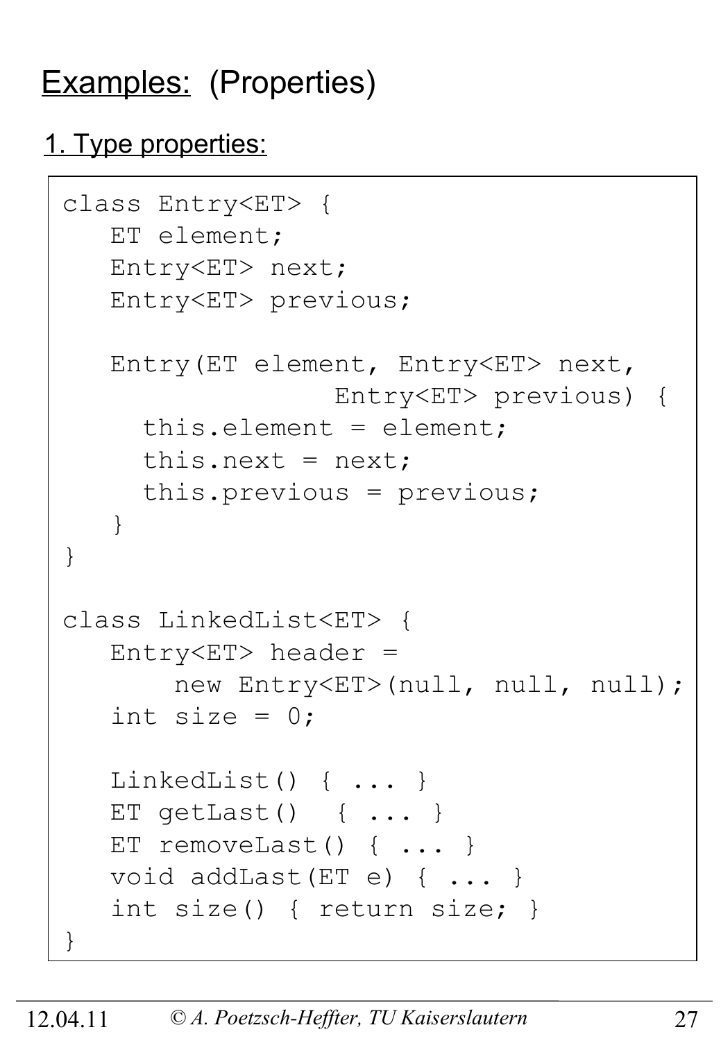## Examples: (Properties)

### 1. Type properties:

```
class Entry<ET> {
   ET element;
   Entry<ET> next;
   Entry<ET> previous;

   Entry(ET element, Entry<ET> next,
                  Entry<ET> previous) {
     this.element = element;
     this.next = next;
     this.previous = previous;
   }
}

class LinkedList<ET> {
   Entry<ET> header =
       new Entry<ET>(null, null, null);
   int size = 0;

   LinkedList() { ... }
   ET getLast()  { ... }
   ET removeLast() { ... }
   void addLast(ET e) { ... }
   int size() { return size; }
}
```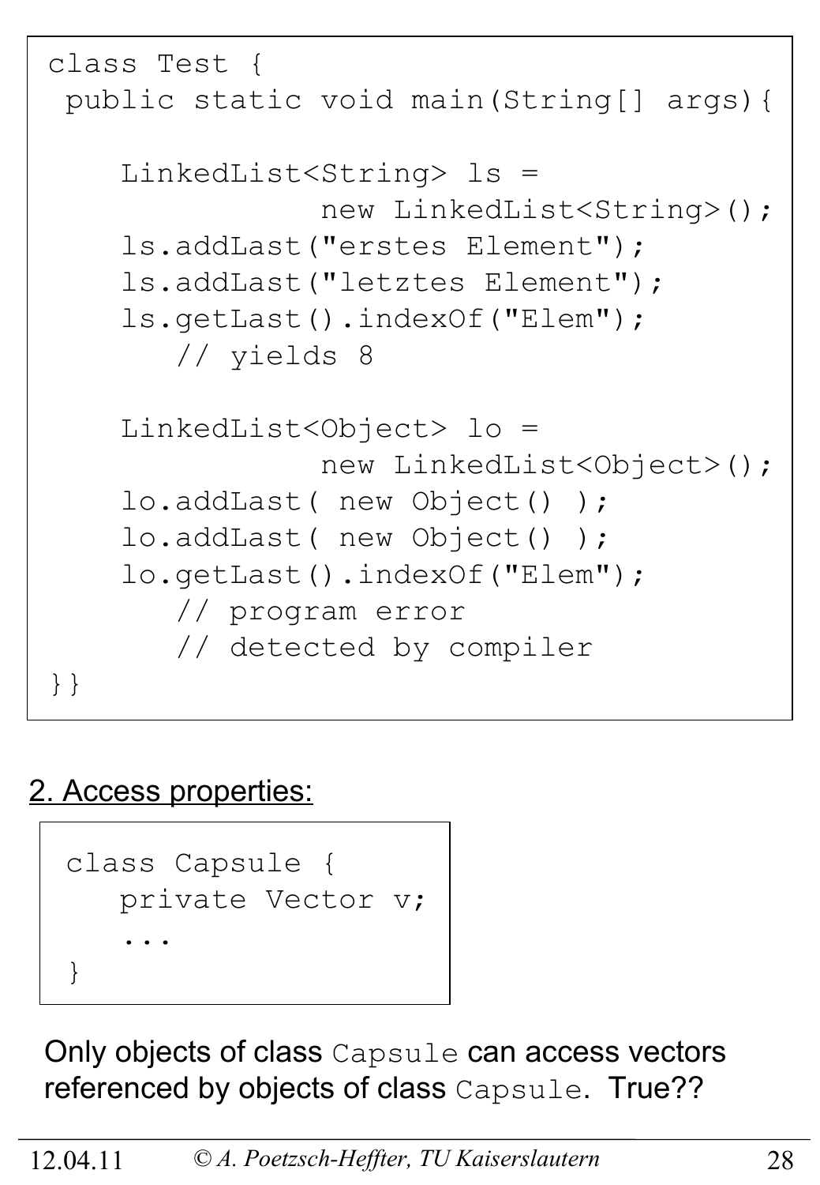```
class Test {
 public static void main(String[] args){

    LinkedList<String> ls =
               new LinkedList<String>();
    ls.addLast("erstes Element");
    ls.addLast("letztes Element");
    ls.getLast().indexOf("Elem");
       // yields 8

    LinkedList<Object> lo =
               new LinkedList<Object>();
    lo.addLast( new Object() );
    lo.addLast( new Object() );
    lo.getLast().indexOf("Elem");
       // program error
       // detected by compiler
}}
```

2. Access properties:

```
class Capsule {
   private Vector v;
   ...
}
```

Only objects of class `Capsule` can access vectors referenced by objects of class `Capsule`. True??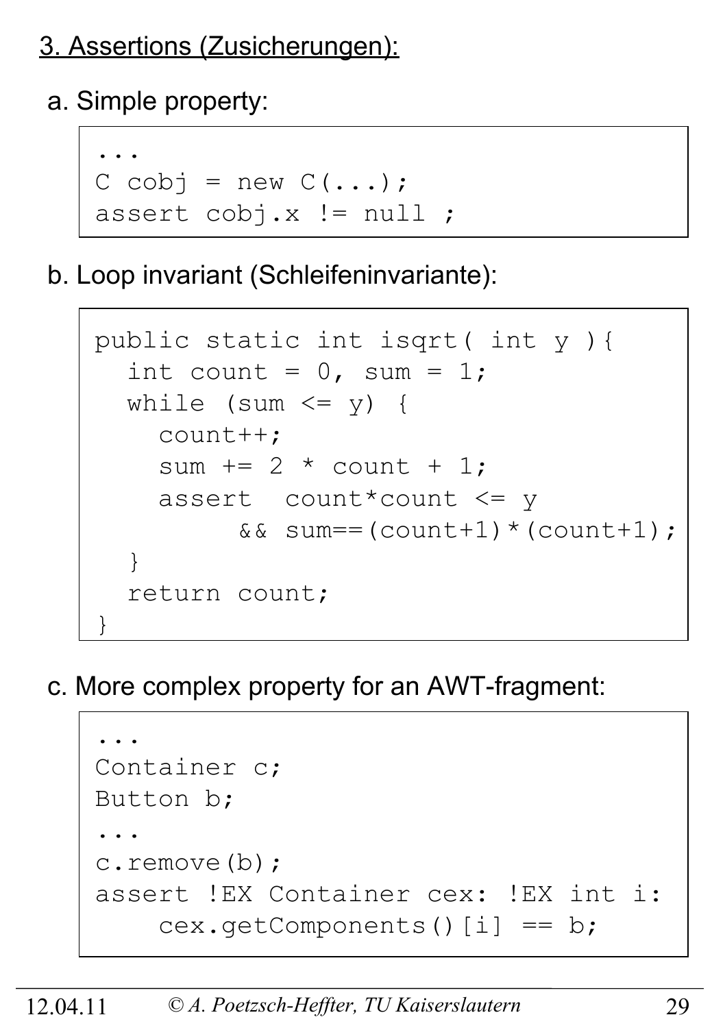## 3. Assertions (Zusicherungen):

a. Simple property:

```
...
C cobj = new C(...);
assert cobj.x != null ;
```

b. Loop invariant (Schleifeninvariante):

```
public static int isqrt( int y ){
  int count = 0, sum = 1;
  while (sum <= y) {
    count++;
    sum += 2 * count + 1;
    assert  count*count <= y
         && sum==(count+1)*(count+1);
  }
  return count;
}
```

c. More complex property for an AWT-fragment:

```
...
Container c;
Button b;
...
c.remove(b);
assert !EX Container cex: !EX int i:
    cex.getComponents()[i] == b;
```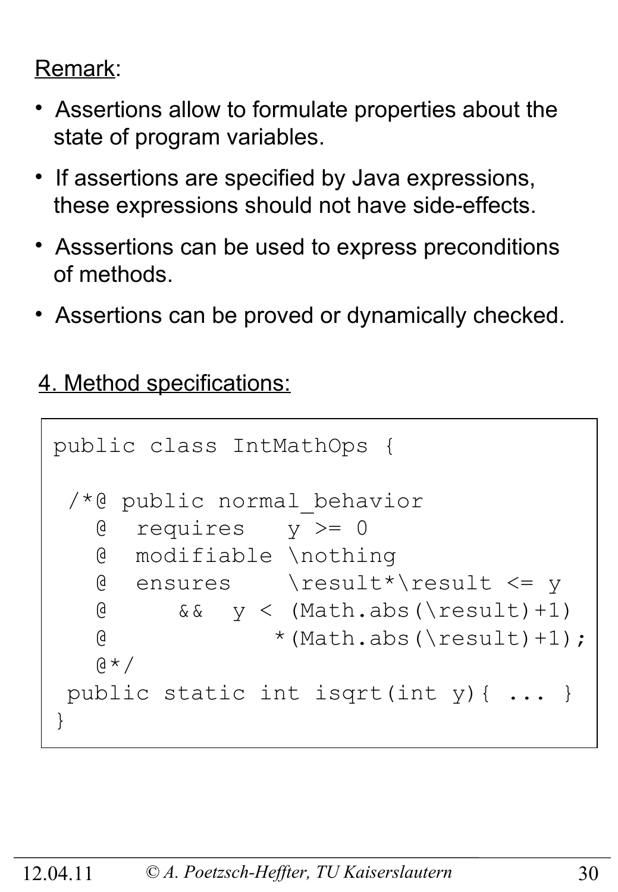Remark:

- Assertions allow to formulate properties about the state of program variables.
- If assertions are specified by Java expressions, these expressions should not have side-effects.
- Asssertions can be used to express preconditions of methods.
- Assertions can be proved or dynamically checked.

4. Method specifications:

```
public class IntMathOps {

 /*@ public normal_behavior
   @  requires   y >= 0
   @  modifiable \nothing
   @  ensures    \result*\result <= y
   @     &&  y < (Math.abs(\result)+1)
   @           *(Math.abs(\result)+1);
   @*/
 public static int isqrt(int y){ ... }
}
```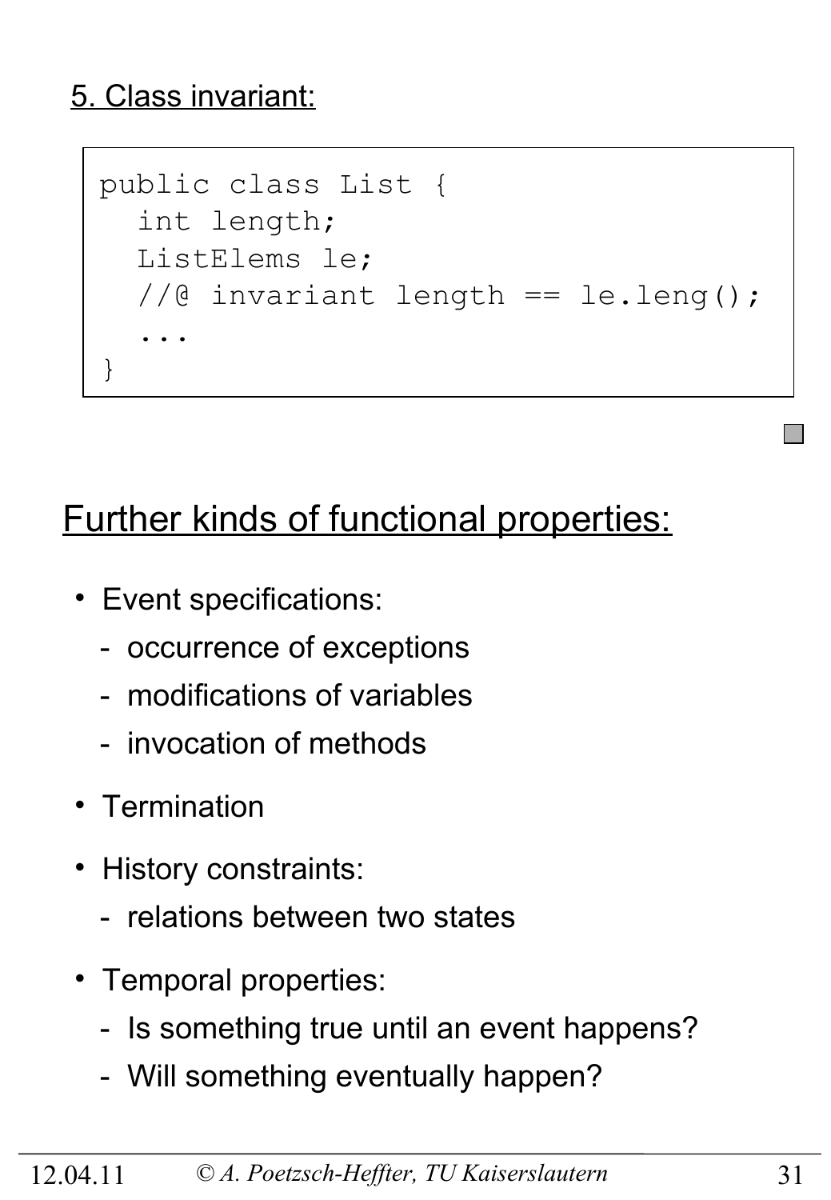5. Class invariant:

```
public class List {
  int length;
  ListElems le;
  //@ invariant length == le.leng();
  ...
}
```

## Further kinds of functional properties:

- Event specifications:
  - occurrence of exceptions
  - modifications of variables
  - invocation of methods
- Termination
- History constraints:
  - relations between two states
- Temporal properties:
  - Is something true until an event happens?
  - Will something eventually happen?